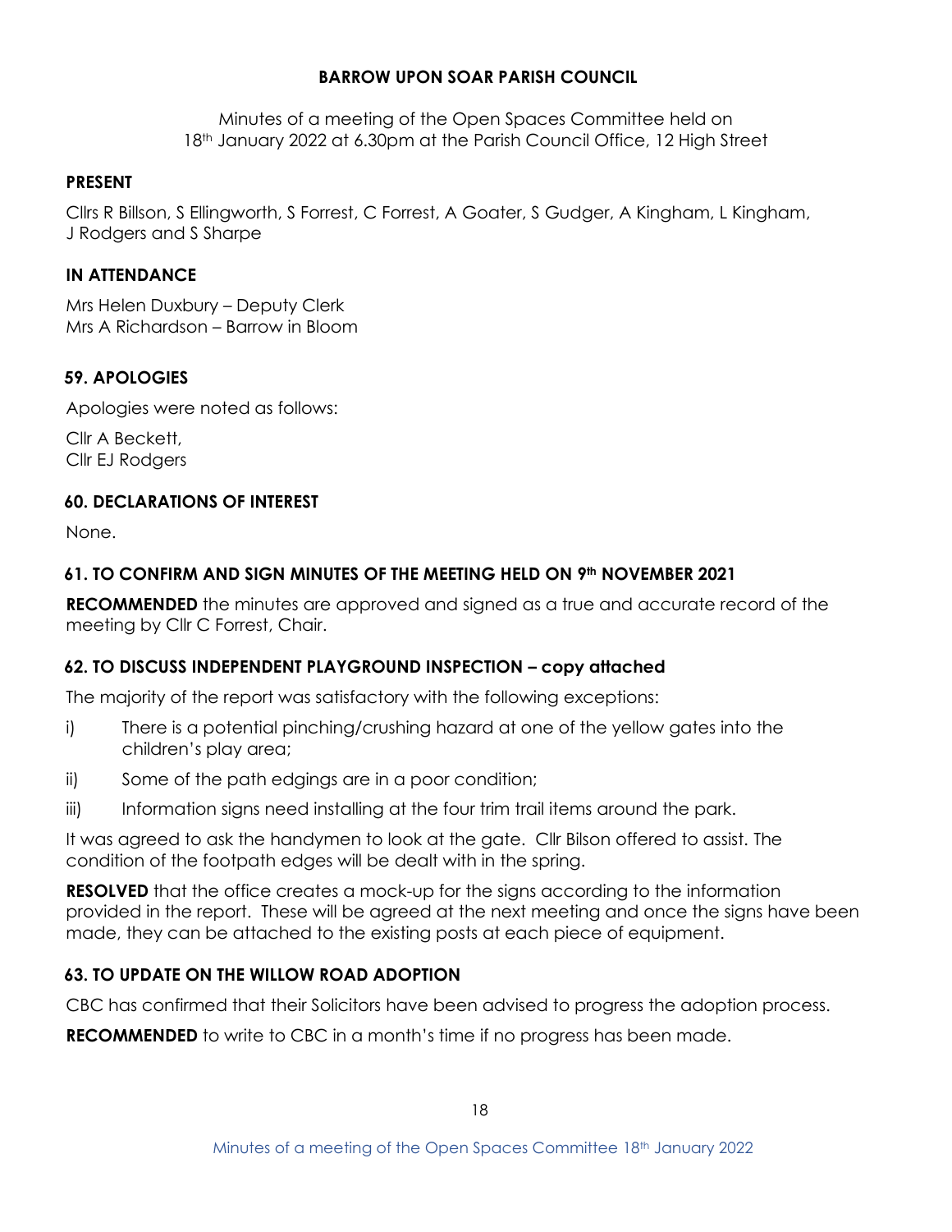**BARROW UPON SOAR PARISH COUNCIL**

Minutes of a meeting of the Open Spaces Committee held on 18th January 2022 at 6.30pm at the Parish Council Office, 12 High Street

**PRESENT**

Cllrs R Billson, S Ellingworth, S Forrest, C Forrest, A Goater, S Gudger, A Kingham, L Kingham, J Rodgers and S Sharpe

**IN ATTENDANCE**

Mrs Helen Duxbury – Deputy Clerk
Mrs A Richardson – Barrow in Bloom

**59. APOLOGIES**

Apologies were noted as follows:

Cllr A Beckett,
Cllr EJ Rodgers

**60. DECLARATIONS OF INTEREST**

None.

**61. TO CONFIRM AND SIGN MINUTES OF THE MEETING HELD ON 9th NOVEMBER 2021**

**RECOMMENDED** the minutes are approved and signed as a true and accurate record of the meeting by Cllr C Forrest, Chair.

**62. TO DISCUSS INDEPENDENT PLAYGROUND INSPECTION – copy attached**

The majority of the report was satisfactory with the following exceptions:

i) There is a potential pinching/crushing hazard at one of the yellow gates into the children's play area;

ii) Some of the path edgings are in a poor condition;

iii) Information signs need installing at the four trim trail items around the park.

It was agreed to ask the handymen to look at the gate. Cllr Bilson offered to assist. The condition of the footpath edges will be dealt with in the spring.

**RESOLVED** that the office creates a mock-up for the signs according to the information provided in the report. These will be agreed at the next meeting and once the signs have been made, they can be attached to the existing posts at each piece of equipment.

**63. TO UPDATE ON THE WILLOW ROAD ADOPTION**

CBC has confirmed that their Solicitors have been advised to progress the adoption process.

**RECOMMENDED** to write to CBC in a month's time if no progress has been made.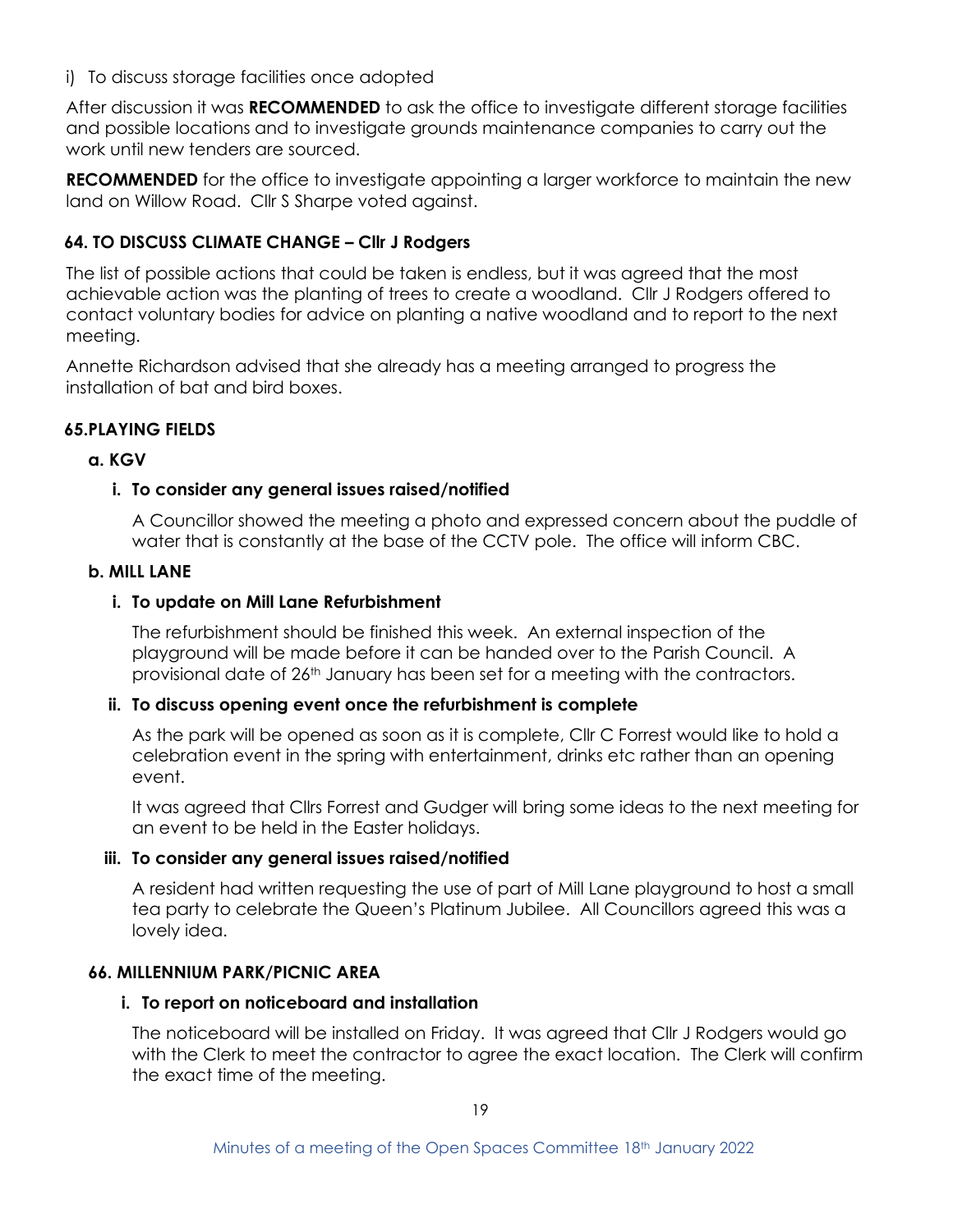i) To discuss storage facilities once adopted

After discussion it was **RECOMMENDED** to ask the office to investigate different storage facilities and possible locations and to investigate grounds maintenance companies to carry out the work until new tenders are sourced.

**RECOMMENDED** for the office to investigate appointing a larger workforce to maintain the new land on Willow Road. Cllr S Sharpe voted against.

## 64. TO DISCUSS CLIMATE CHANGE – Cllr J Rodgers

The list of possible actions that could be taken is endless, but it was agreed that the most achievable action was the planting of trees to create a woodland. Cllr J Rodgers offered to contact voluntary bodies for advice on planting a native woodland and to report to the next meeting.

Annette Richardson advised that she already has a meeting arranged to progress the installation of bat and bird boxes.

## 65.PLAYING FIELDS

### a. KGV

#### i. To consider any general issues raised/notified

A Councillor showed the meeting a photo and expressed concern about the puddle of water that is constantly at the base of the CCTV pole. The office will inform CBC.

### b. MILL LANE

#### i. To update on Mill Lane Refurbishment

The refurbishment should be finished this week. An external inspection of the playground will be made before it can be handed over to the Parish Council. A provisional date of 26th January has been set for a meeting with the contractors.

#### ii. To discuss opening event once the refurbishment is complete

As the park will be opened as soon as it is complete, Cllr C Forrest would like to hold a celebration event in the spring with entertainment, drinks etc rather than an opening event.

It was agreed that Cllrs Forrest and Gudger will bring some ideas to the next meeting for an event to be held in the Easter holidays.

#### iii. To consider any general issues raised/notified

A resident had written requesting the use of part of Mill Lane playground to host a small tea party to celebrate the Queen's Platinum Jubilee. All Councillors agreed this was a lovely idea.

## 66. MILLENNIUM PARK/PICNIC AREA

#### i. To report on noticeboard and installation

The noticeboard will be installed on Friday. It was agreed that Cllr J Rodgers would go with the Clerk to meet the contractor to agree the exact location. The Clerk will confirm the exact time of the meeting.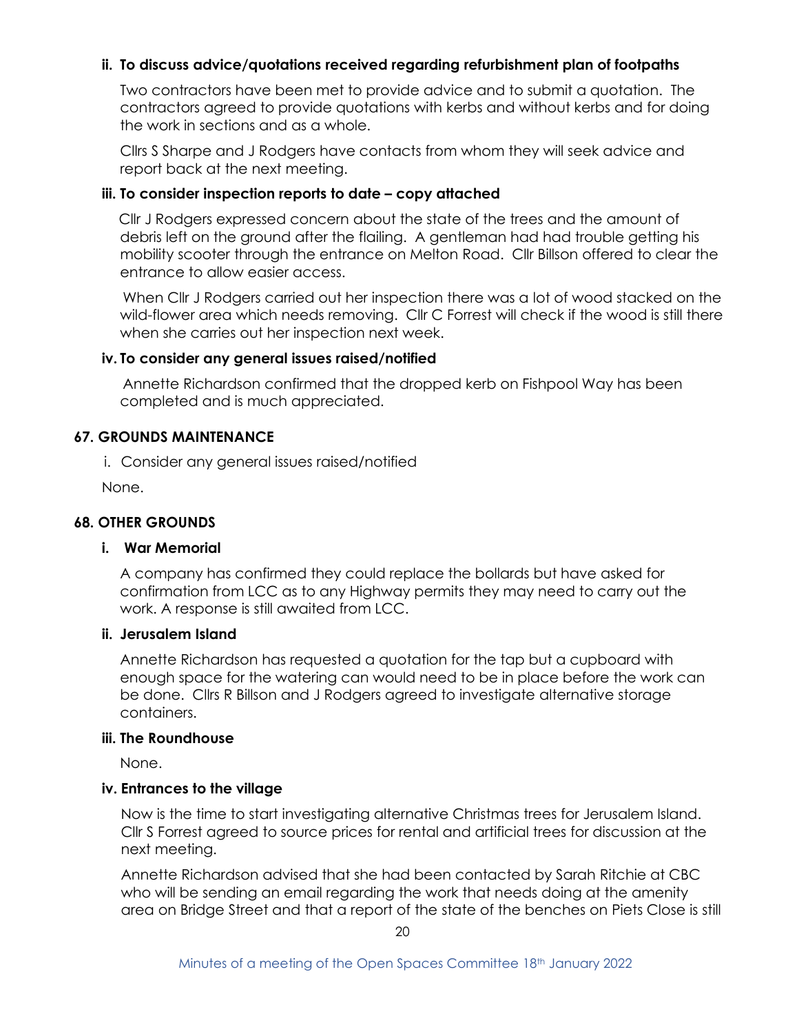**ii. To discuss advice/quotations received regarding refurbishment plan of footpaths**

Two contractors have been met to provide advice and to submit a quotation. The contractors agreed to provide quotations with kerbs and without kerbs and for doing the work in sections and as a whole.

Cllrs S Sharpe and J Rodgers have contacts from whom they will seek advice and report back at the next meeting.

**iii. To consider inspection reports to date – copy attached**

Cllr J Rodgers expressed concern about the state of the trees and the amount of debris left on the ground after the flailing. A gentleman had had trouble getting his mobility scooter through the entrance on Melton Road. Cllr Billson offered to clear the entrance to allow easier access.

When Cllr J Rodgers carried out her inspection there was a lot of wood stacked on the wild-flower area which needs removing. Cllr C Forrest will check if the wood is still there when she carries out her inspection next week.

**iv. To consider any general issues raised/notified**

Annette Richardson confirmed that the dropped kerb on Fishpool Way has been completed and is much appreciated.

## 67. GROUNDS MAINTENANCE

i. Consider any general issues raised/notified

None.

## 68. OTHER GROUNDS

**i. War Memorial**

A company has confirmed they could replace the bollards but have asked for confirmation from LCC as to any Highway permits they may need to carry out the work. A response is still awaited from LCC.

**ii. Jerusalem Island**

Annette Richardson has requested a quotation for the tap but a cupboard with enough space for the watering can would need to be in place before the work can be done. Cllrs R Billson and J Rodgers agreed to investigate alternative storage containers.

**iii. The Roundhouse**

None.

**iv. Entrances to the village**

Now is the time to start investigating alternative Christmas trees for Jerusalem Island. Cllr S Forrest agreed to source prices for rental and artificial trees for discussion at the next meeting.

Annette Richardson advised that she had been contacted by Sarah Ritchie at CBC who will be sending an email regarding the work that needs doing at the amenity area on Bridge Street and that a report of the state of the benches on Piets Close is still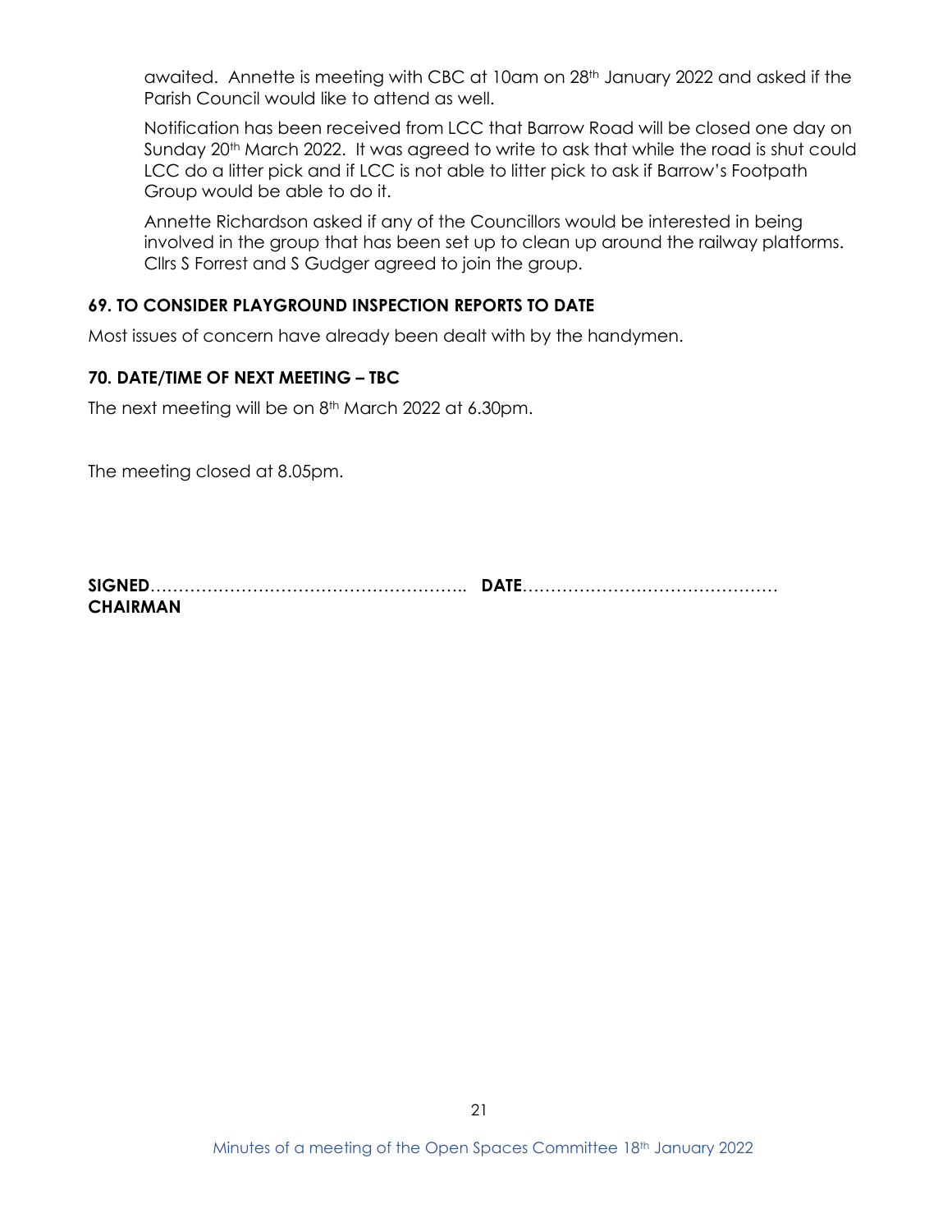awaited. Annette is meeting with CBC at 10am on 28th January 2022 and asked if the Parish Council would like to attend as well.

Notification has been received from LCC that Barrow Road will be closed one day on Sunday 20th March 2022. It was agreed to write to ask that while the road is shut could LCC do a litter pick and if LCC is not able to litter pick to ask if Barrow's Footpath Group would be able to do it.

Annette Richardson asked if any of the Councillors would be interested in being involved in the group that has been set up to clean up around the railway platforms. Cllrs S Forrest and S Gudger agreed to join the group.

### 69. TO CONSIDER PLAYGROUND INSPECTION REPORTS TO DATE

Most issues of concern have already been dealt with by the handymen.

### 70. DATE/TIME OF NEXT MEETING – TBC

The next meeting will be on 8th March 2022 at 6.30pm.

The meeting closed at 8.05pm.

**SIGNED**……………………………………………….. **DATE**………………………………………
**CHAIRMAN**